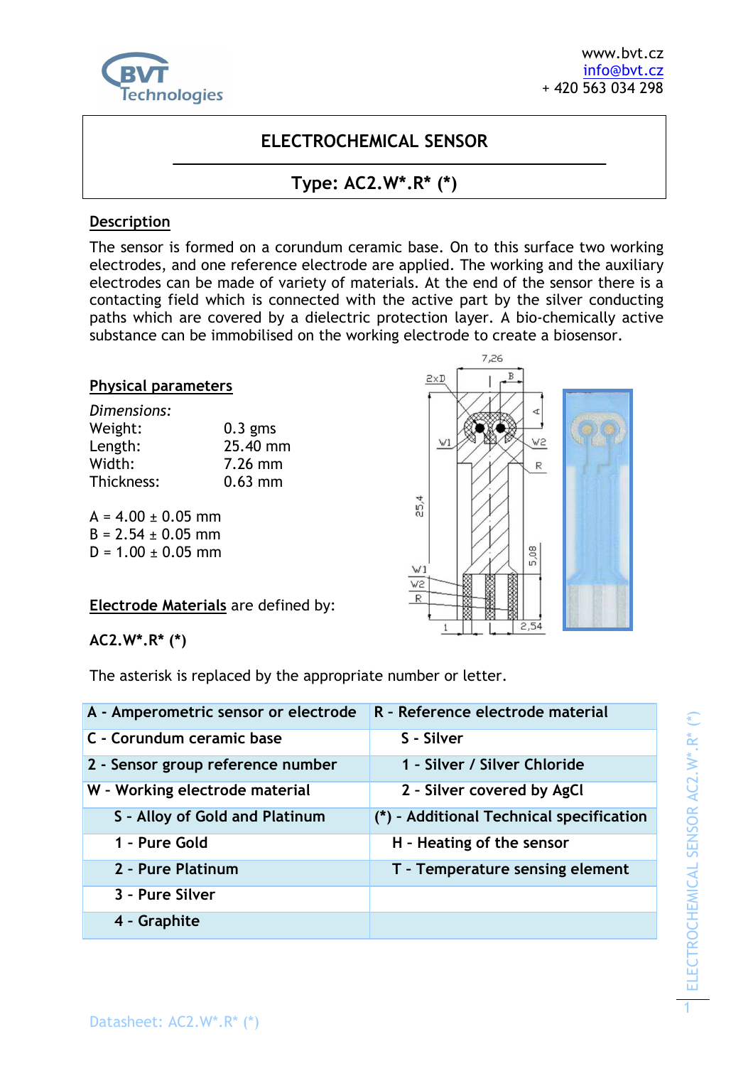www.bvt.cz
info@bvt.cz
+ 420 563 034 298

# ELECTROCHEMICAL SENSOR

## Type: AC2.W*.R* (*)

### Description

The sensor is formed on a corundum ceramic base. On to this surface two working electrodes, and one reference electrode are applied. The working and the auxiliary electrodes can be made of variety of materials. At the end of the sensor there is a contacting field which is connected with the active part by the silver conducting paths which are covered by a dielectric protection layer. A bio-chemically active substance can be immobilised on the working electrode to create a biosensor.

### Physical parameters

*Dimensions:*

| | |
|---|---|
| Weight: | 0.3 gms |
| Length: | 25.40 mm |
| Width: | 7.26 mm |
| Thickness: | 0.63 mm |

A = 4.00 ± 0.05 mm
B = 2.54 ± 0.05 mm
D = 1.00 ± 0.05 mm

**Electrode Materials** are defined by:

**AC2.W*.R* (*)**

The asterisk is replaced by the appropriate number or letter.

| A - Amperometric sensor or electrode | R - Reference electrode material |
|---|---|
| C - Corundum ceramic base | S - Silver |
| 2 - Sensor group reference number | 1 - Silver / Silver Chloride |
| W - Working electrode material | 2 - Silver covered by AgCl |
| S - Alloy of Gold and Platinum | (*) - Additional Technical specification |
| 1 - Pure Gold | H - Heating of the sensor |
| 2 - Pure Platinum | T - Temperature sensing element |
| 3 - Pure Silver | |
| 4 - Graphite | |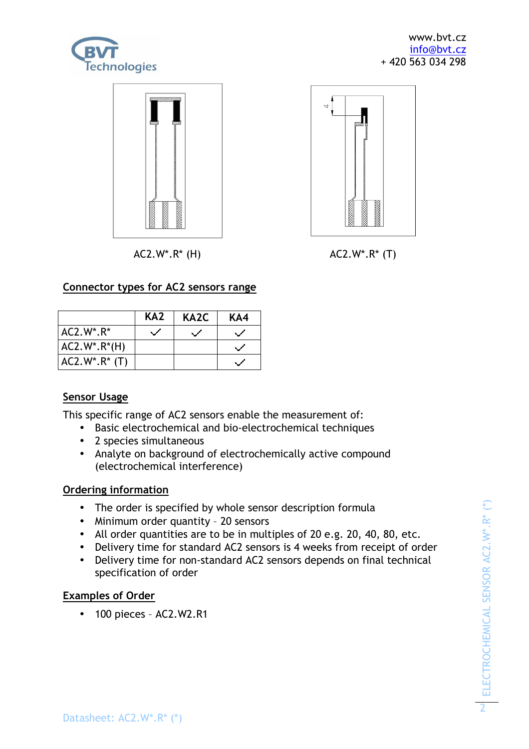AC2.W*.R* (H)

AC2.W*.R* (T)

## Connector types for AC2 sensors range

| | KA2 | KA2C | KA4 |
|---|---|---|---|
| AC2.W*.R* | ✓ | ✓ | ✓ |
| AC2.W*.R*(H) | | | ✓ |
| AC2.W*.R* (T) | | | ✓ |

## Sensor Usage

This specific range of AC2 sensors enable the measurement of:

- Basic electrochemical and bio-electrochemical techniques
- 2 species simultaneous
- Analyte on background of electrochemically active compound (electrochemical interference)

## Ordering information

- The order is specified by whole sensor description formula
- Minimum order quantity – 20 sensors
- All order quantities are to be in multiples of 20 e.g. 20, 40, 80, etc.
- Delivery time for standard AC2 sensors is 4 weeks from receipt of order
- Delivery time for non-standard AC2 sensors depends on final technical specification of order

## Examples of Order

- 100 pieces – AC2.W2.R1